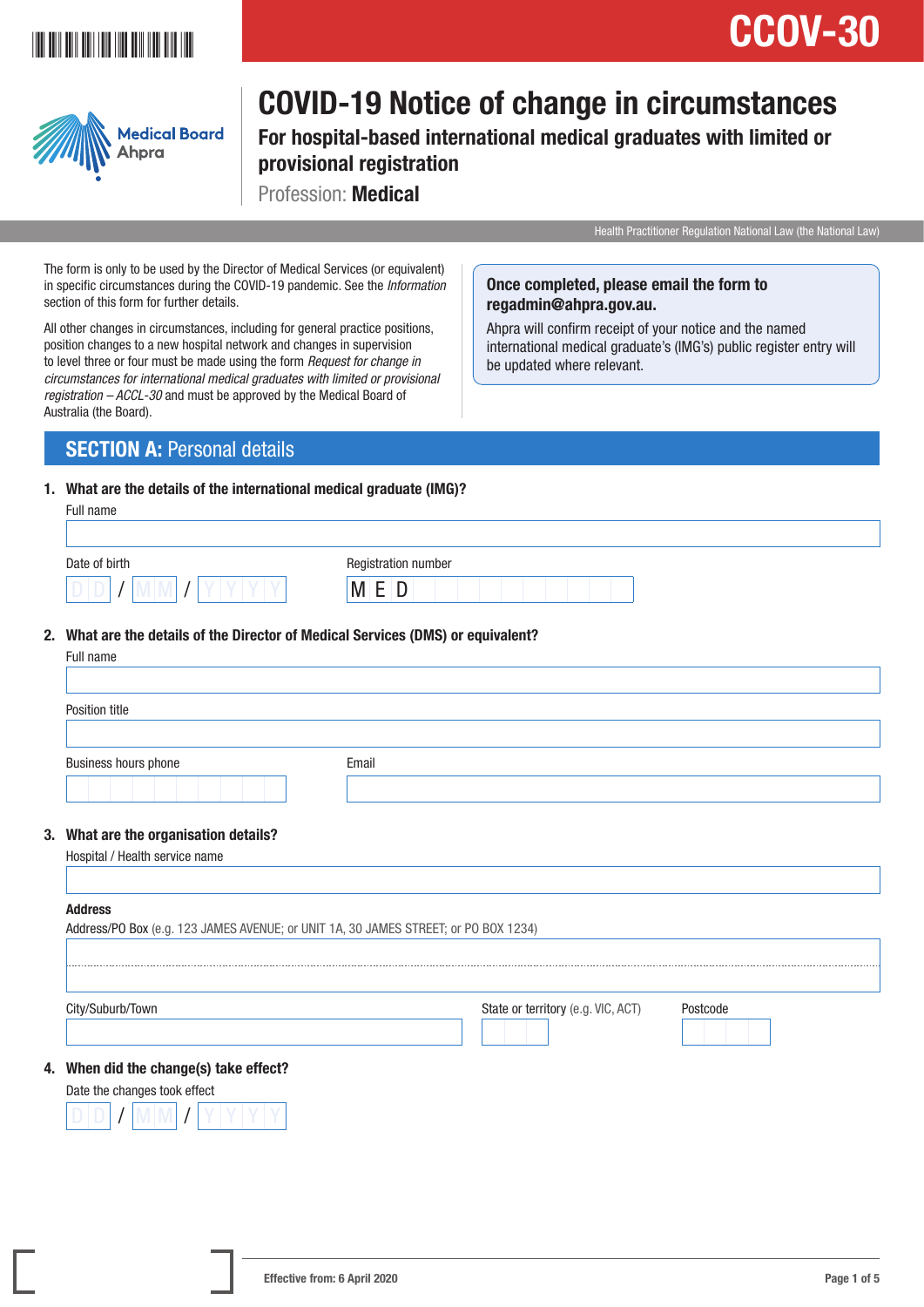# CCOV-30

Medical Board Ahpra

# COVID-19 Notice of change in circumstances

## For hospital-based international medical graduates with limited or provisional registration

Profession: **Medical**

Health Practitioner Regulation National Law (the National Law)

The form is only to be used by the Director of Medical Services (or equivalent) in specific circumstances during the COVID-19 pandemic. See the *Information* section of this form for further details.

All other changes in circumstances, including for general practice positions, position changes to a new hospital network and changes in supervision to level three or four must be made using the form *Request for change in circumstances for international medical graduates with limited or provisional registration – ACCL-30* and must be approved by the Medical Board of Australia (the Board).

**Once completed, please email the form to regadmin@ahpra.gov.au.**

Ahpra will confirm receipt of your notice and the named international medical graduate's (IMG's) public register entry will be updated where relevant.

## SECTION A: Personal details

**1. What are the details of the international medical graduate (IMG)?**

Full name

Date of birth D D / M M / Y Y Y Y

Registration number M E D

**2. What are the details of the Director of Medical Services (DMS) or equivalent?**

Full name

Position title

Business hours phone

Email

**3. What are the organisation details?**

Hospital / Health service name

**Address**

Address/PO Box (e.g. 123 JAMES AVENUE; or UNIT 1A, 30 JAMES STREET; or PO BOX 1234)

City/Suburb/Town

State or territory (e.g. VIC, ACT)

Postcode

**4. When did the change(s) take effect?**

Date the changes took effect D D / M M / Y Y Y Y

Effective from: 6 April 2020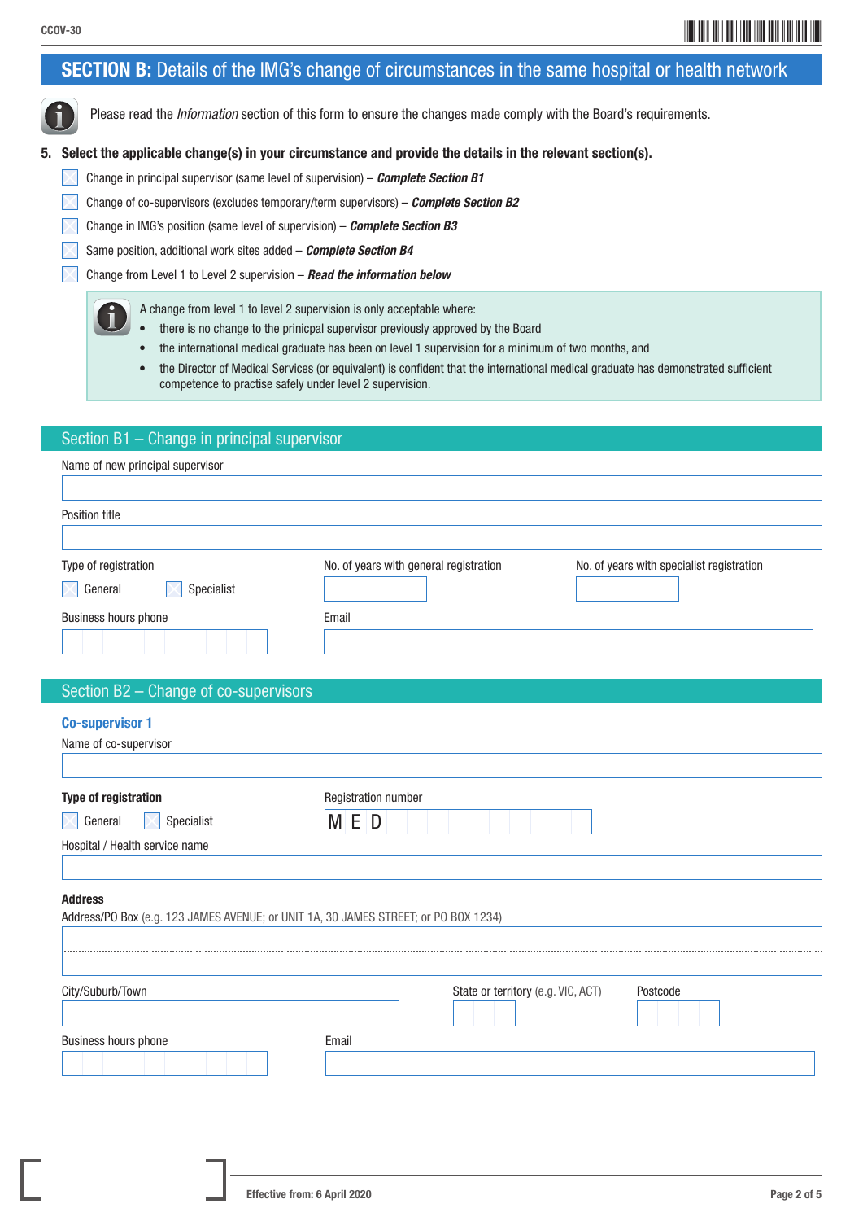## SECTION B: Details of the IMG's change of circumstances in the same hospital or health network

Please read the *Information* section of this form to ensure the changes made comply with the Board's requirements.

**5. Select the applicable change(s) in your circumstance and provide the details in the relevant section(s).**

- ☐ Change in principal supervisor (same level of supervision) – ***Complete Section B1***
- ☐ Change of co-supervisors (excludes temporary/term supervisors) – ***Complete Section B2***
- ☐ Change in IMG's position (same level of supervision) – ***Complete Section B3***
- ☐ Same position, additional work sites added – ***Complete Section B4***
- ☐ Change from Level 1 to Level 2 supervision – ***Read the information below***

A change from level 1 to level 2 supervision is only acceptable where:

- there is no change to the prinicpal supervisor previously approved by the Board
- the international medical graduate has been on level 1 supervision for a minimum of two months, and
- the Director of Medical Services (or equivalent) is confident that the international medical graduate has demonstrated sufficient competence to practise safely under level 2 supervision.

### Section B1 – Change in principal supervisor

Name of new principal supervisor

Position title

Type of registration ☐ General ☐ Specialist

No. of years with general registration

No. of years with specialist registration

Business hours phone

Email

### Section B2 – Change of co-supervisors

**Co-supervisor 1**

Name of co-supervisor

**Type of registration** ☐ General ☐ Specialist

Registration number MED

Hospital / Health service name

**Address**

Address/PO Box (e.g. 123 JAMES AVENUE; or UNIT 1A, 30 JAMES STREET; or PO BOX 1234)

City/Suburb/Town

State or territory (e.g. VIC, ACT)

Postcode

Business hours phone

Email

Effective from: 6 April 2020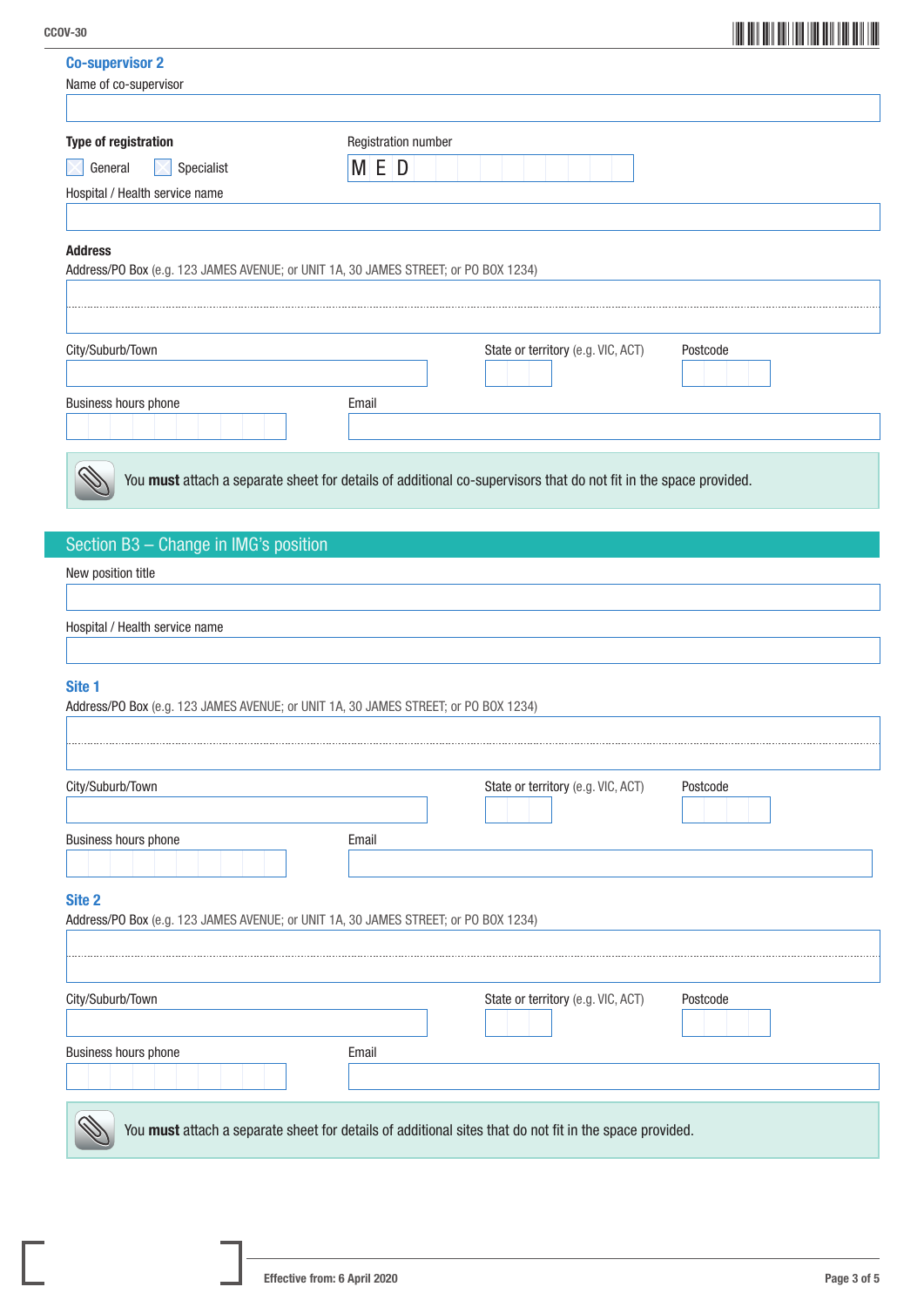### Co-supervisor 2

Name of co-supervisor

**Type of registration**

☐ General ☐ Specialist

Registration number

M E D

Hospital / Health service name

**Address**

Address/PO Box (e.g. 123 JAMES AVENUE; or UNIT 1A, 30 JAMES STREET; or PO BOX 1234)

City/Suburb/Town

State or territory (e.g. VIC, ACT)

Postcode

Business hours phone

Email

You **must** attach a separate sheet for details of additional co-supervisors that do not fit in the space provided.

## Section B3 – Change in IMG's position

New position title

Hospital / Health service name

### Site 1

Address/PO Box (e.g. 123 JAMES AVENUE; or UNIT 1A, 30 JAMES STREET; or PO BOX 1234)

City/Suburb/Town

State or territory (e.g. VIC, ACT)

Postcode

Business hours phone

Email

### Site 2

Address/PO Box (e.g. 123 JAMES AVENUE; or UNIT 1A, 30 JAMES STREET; or PO BOX 1234)

City/Suburb/Town

State or territory (e.g. VIC, ACT)

Postcode

Business hours phone

Email

You **must** attach a separate sheet for details of additional sites that do not fit in the space provided.

Effective from: 6 April 2020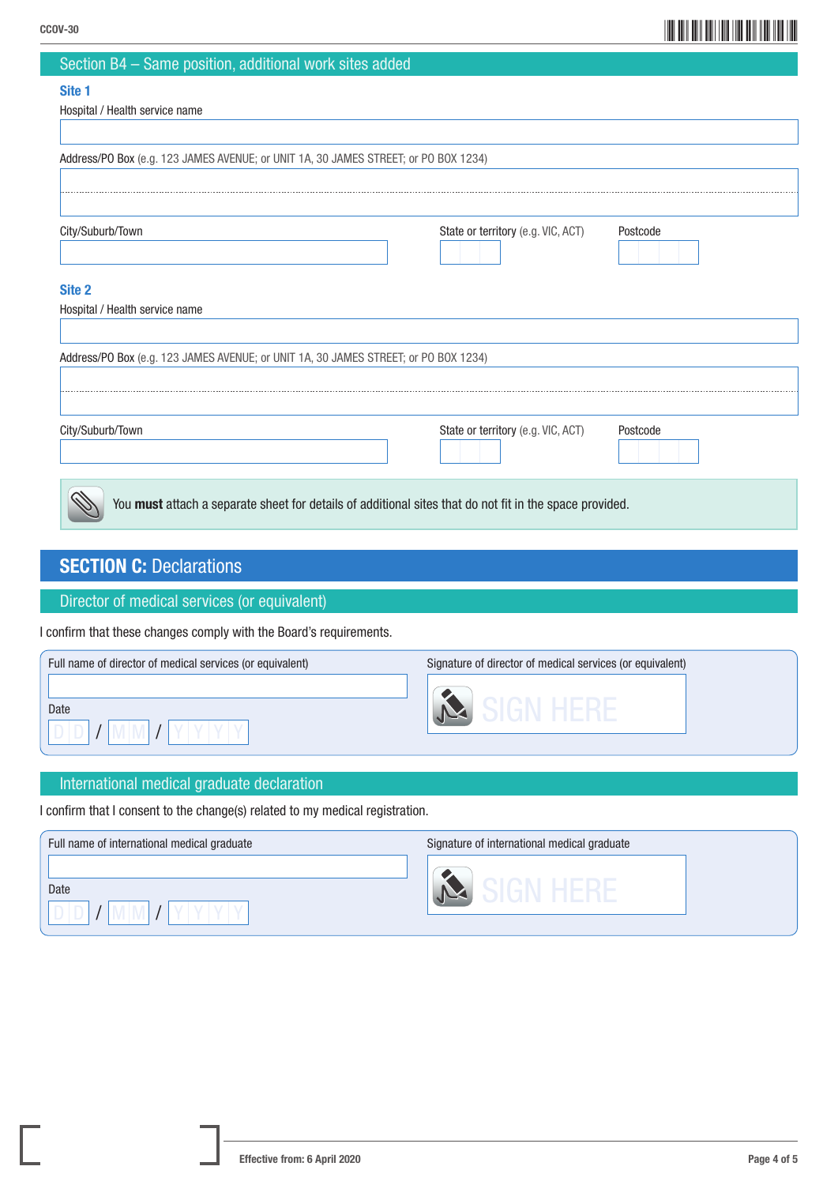## Section B4 – Same position, additional work sites added

### Site 1

Hospital / Health service name

Address/PO Box (e.g. 123 JAMES AVENUE; or UNIT 1A, 30 JAMES STREET; or PO BOX 1234)

City/Suburb/Town

State or territory (e.g. VIC, ACT)

Postcode

### Site 2

Hospital / Health service name

Address/PO Box (e.g. 123 JAMES AVENUE; or UNIT 1A, 30 JAMES STREET; or PO BOX 1234)

City/Suburb/Town

State or territory (e.g. VIC, ACT)

Postcode

You **must** attach a separate sheet for details of additional sites that do not fit in the space provided.

# SECTION C: Declarations

## Director of medical services (or equivalent)

I confirm that these changes comply with the Board's requirements.

Full name of director of medical services (or equivalent)

Signature of director of medical services (or equivalent)

SIGN HERE

Date

D D / M M / Y Y Y Y

## International medical graduate declaration

I confirm that I consent to the change(s) related to my medical registration.

Full name of international medical graduate

Signature of international medical graduate

SIGN HERE

Date

D D / M M / Y Y Y Y

Effective from: 6 April 2020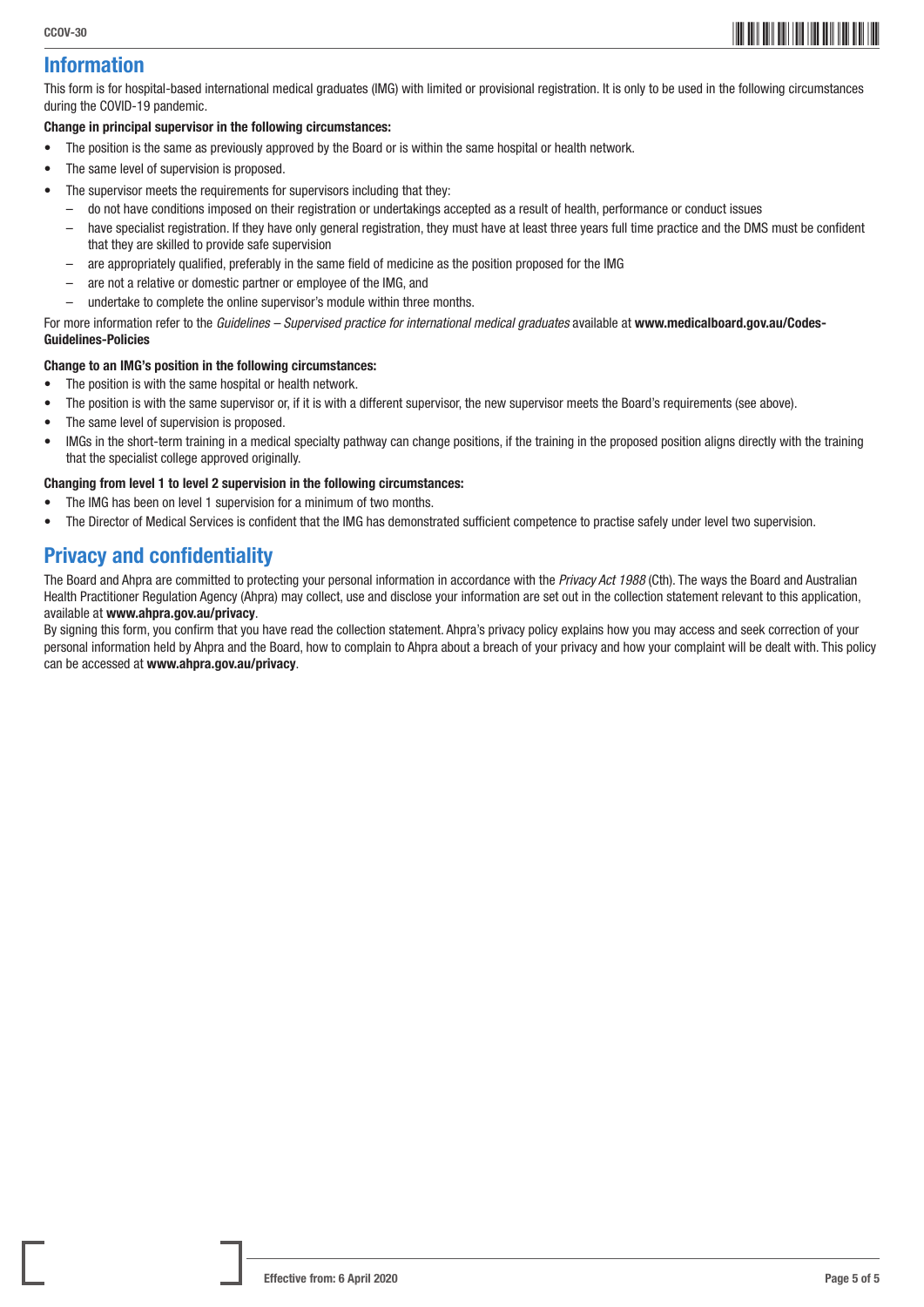## Information

This form is for hospital-based international medical graduates (IMG) with limited or provisional registration. It is only to be used in the following circumstances during the COVID-19 pandemic.

**Change in principal supervisor in the following circumstances:**

- The position is the same as previously approved by the Board or is within the same hospital or health network.
- The same level of supervision is proposed.
- The supervisor meets the requirements for supervisors including that they:
  - do not have conditions imposed on their registration or undertakings accepted as a result of health, performance or conduct issues
  - have specialist registration. If they have only general registration, they must have at least three years full time practice and the DMS must be confident that they are skilled to provide safe supervision
  - are appropriately qualified, preferably in the same field of medicine as the position proposed for the IMG
  - are not a relative or domestic partner or employee of the IMG, and
  - undertake to complete the online supervisor's module within three months.

For more information refer to the *Guidelines – Supervised practice for international medical graduates* available at **www.medicalboard.gov.au/Codes-Guidelines-Policies**

**Change to an IMG's position in the following circumstances:**

- The position is with the same hospital or health network.
- The position is with the same supervisor or, if it is with a different supervisor, the new supervisor meets the Board's requirements (see above).
- The same level of supervision is proposed.
- IMGs in the short-term training in a medical specialty pathway can change positions, if the training in the proposed position aligns directly with the training that the specialist college approved originally.

**Changing from level 1 to level 2 supervision in the following circumstances:**

- The IMG has been on level 1 supervision for a minimum of two months.
- The Director of Medical Services is confident that the IMG has demonstrated sufficient competence to practise safely under level two supervision.

## Privacy and confidentiality

The Board and Ahpra are committed to protecting your personal information in accordance with the *Privacy Act 1988* (Cth). The ways the Board and Australian Health Practitioner Regulation Agency (Ahpra) may collect, use and disclose your information are set out in the collection statement relevant to this application, available at **www.ahpra.gov.au/privacy**.

By signing this form, you confirm that you have read the collection statement. Ahpra's privacy policy explains how you may access and seek correction of your personal information held by Ahpra and the Board, how to complain to Ahpra about a breach of your privacy and how your complaint will be dealt with. This policy can be accessed at **www.ahpra.gov.au/privacy**.